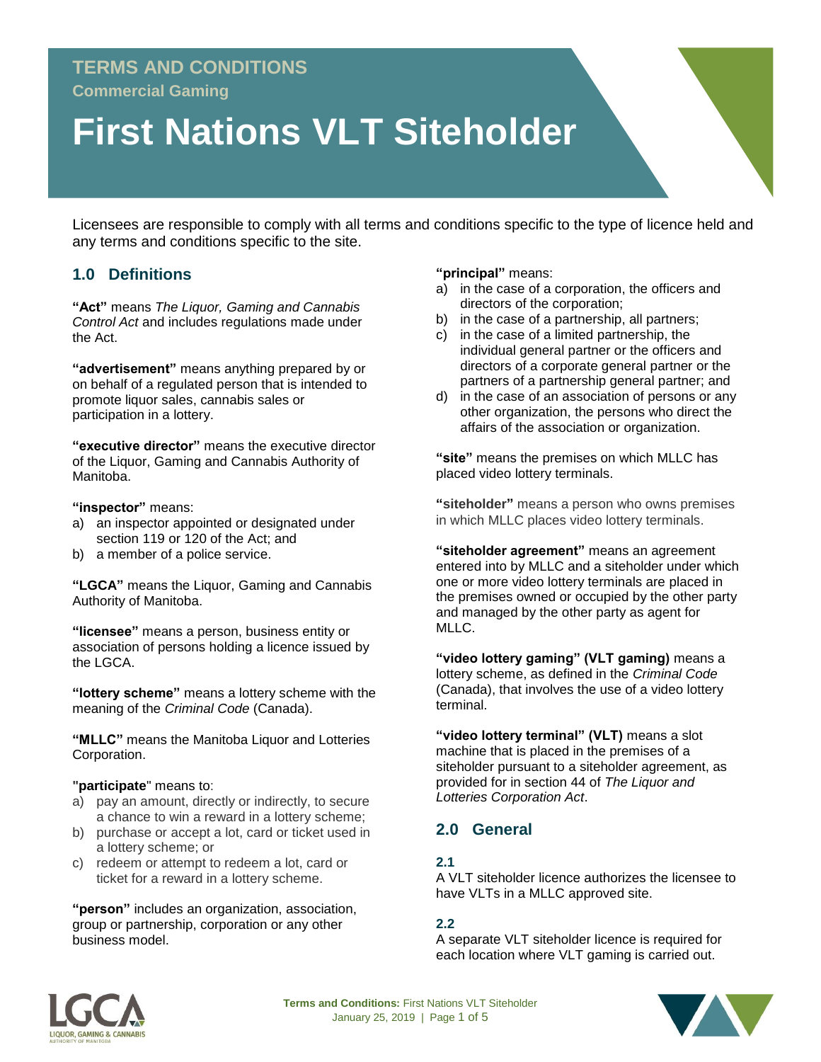**TERMS AND CONDITIONS**

**Commercial Gaming**

# First Nations VLT Siteholder

Licensees are responsible to comply with all terms and conditions specific to the type of licence held and any terms and conditions specific to the site.

## 1.0 Definitions

**"Act"** means *The Liquor, Gaming and Cannabis Control Act* and includes regulations made under the Act.

**"advertisement"** means anything prepared by or on behalf of a regulated person that is intended to promote liquor sales, cannabis sales or participation in a lottery.

**"executive director"** means the executive director of the Liquor, Gaming and Cannabis Authority of Manitoba.

**"inspector"** means:

a) an inspector appointed or designated under section 119 or 120 of the Act; and
b) a member of a police service.

**"LGCA"** means the Liquor, Gaming and Cannabis Authority of Manitoba.

**"licensee"** means a person, business entity or association of persons holding a licence issued by the LGCA.

**"lottery scheme"** means a lottery scheme with the meaning of the *Criminal Code* (Canada).

**"MLLC"** means the Manitoba Liquor and Lotteries Corporation.

**"participate"** means to:

a) pay an amount, directly or indirectly, to secure a chance to win a reward in a lottery scheme;
b) purchase or accept a lot, card or ticket used in a lottery scheme; or
c) redeem or attempt to redeem a lot, card or ticket for a reward in a lottery scheme.

**"person"** includes an organization, association, group or partnership, corporation or any other business model.

**"principal"** means:

a) in the case of a corporation, the officers and directors of the corporation;
b) in the case of a partnership, all partners;
c) in the case of a limited partnership, the individual general partner or the officers and directors of a corporate general partner or the partners of a partnership general partner; and
d) in the case of an association of persons or any other organization, the persons who direct the affairs of the association or organization.

**"site"** means the premises on which MLLC has placed video lottery terminals.

**"siteholder"** means a person who owns premises in which MLLC places video lottery terminals.

**"siteholder agreement"** means an agreement entered into by MLLC and a siteholder under which one or more video lottery terminals are placed in the premises owned or occupied by the other party and managed by the other party as agent for MLLC.

**"video lottery gaming" (VLT gaming)** means a lottery scheme, as defined in the *Criminal Code* (Canada), that involves the use of a video lottery terminal.

**"video lottery terminal" (VLT)** means a slot machine that is placed in the premises of a siteholder pursuant to a siteholder agreement, as provided for in section 44 of *The Liquor and Lotteries Corporation Act*.

## 2.0 General

### 2.1

A VLT siteholder licence authorizes the licensee to have VLTs in a MLLC approved site.

### 2.2

A separate VLT siteholder licence is required for each location where VLT gaming is carried out.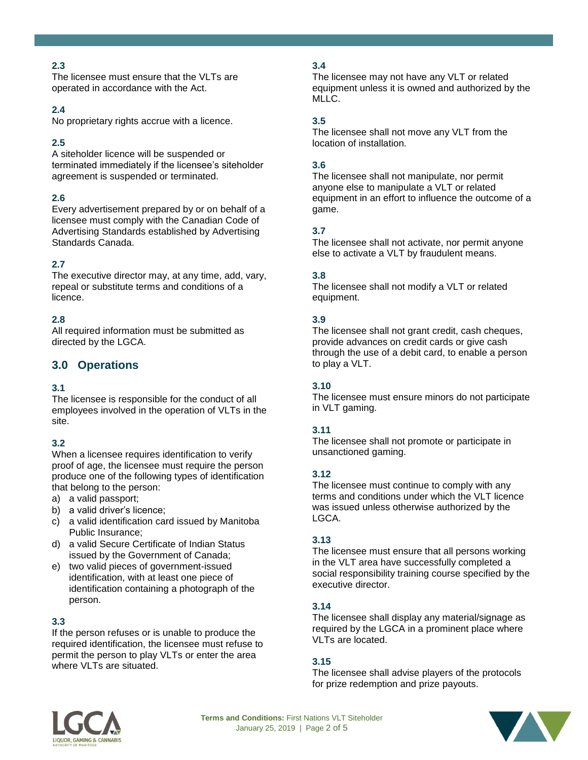**2.3**
The licensee must ensure that the VLTs are operated in accordance with the Act.

**2.4**
No proprietary rights accrue with a licence.

**2.5**
A siteholder licence will be suspended or terminated immediately if the licensee's siteholder agreement is suspended or terminated.

**2.6**
Every advertisement prepared by or on behalf of a licensee must comply with the Canadian Code of Advertising Standards established by Advertising Standards Canada.

**2.7**
The executive director may, at any time, add, vary, repeal or substitute terms and conditions of a licence.

**2.8**
All required information must be submitted as directed by the LGCA.

## 3.0 Operations

**3.1**
The licensee is responsible for the conduct of all employees involved in the operation of VLTs in the site.

**3.2**
When a licensee requires identification to verify proof of age, the licensee must require the person produce one of the following types of identification that belong to the person:

a) a valid passport;
b) a valid driver's licence;
c) a valid identification card issued by Manitoba Public Insurance;
d) a valid Secure Certificate of Indian Status issued by the Government of Canada;
e) two valid pieces of government-issued identification, with at least one piece of identification containing a photograph of the person.

**3.3**
If the person refuses or is unable to produce the required identification, the licensee must refuse to permit the person to play VLTs or enter the area where VLTs are situated.

**3.4**
The licensee may not have any VLT or related equipment unless it is owned and authorized by the MLLC.

**3.5**
The licensee shall not move any VLT from the location of installation.

**3.6**
The licensee shall not manipulate, nor permit anyone else to manipulate a VLT or related equipment in an effort to influence the outcome of a game.

**3.7**
The licensee shall not activate, nor permit anyone else to activate a VLT by fraudulent means.

**3.8**
The licensee shall not modify a VLT or related equipment.

**3.9**
The licensee shall not grant credit, cash cheques, provide advances on credit cards or give cash through the use of a debit card, to enable a person to play a VLT.

**3.10**
The licensee must ensure minors do not participate in VLT gaming.

**3.11**
The licensee shall not promote or participate in unsanctioned gaming.

**3.12**
The licensee must continue to comply with any terms and conditions under which the VLT licence was issued unless otherwise authorized by the LGCA.

**3.13**
The licensee must ensure that all persons working in the VLT area have successfully completed a social responsibility training course specified by the executive director.

**3.14**
The licensee shall display any material/signage as required by the LGCA in a prominent place where VLTs are located.

**3.15**
The licensee shall advise players of the protocols for prize redemption and prize payouts.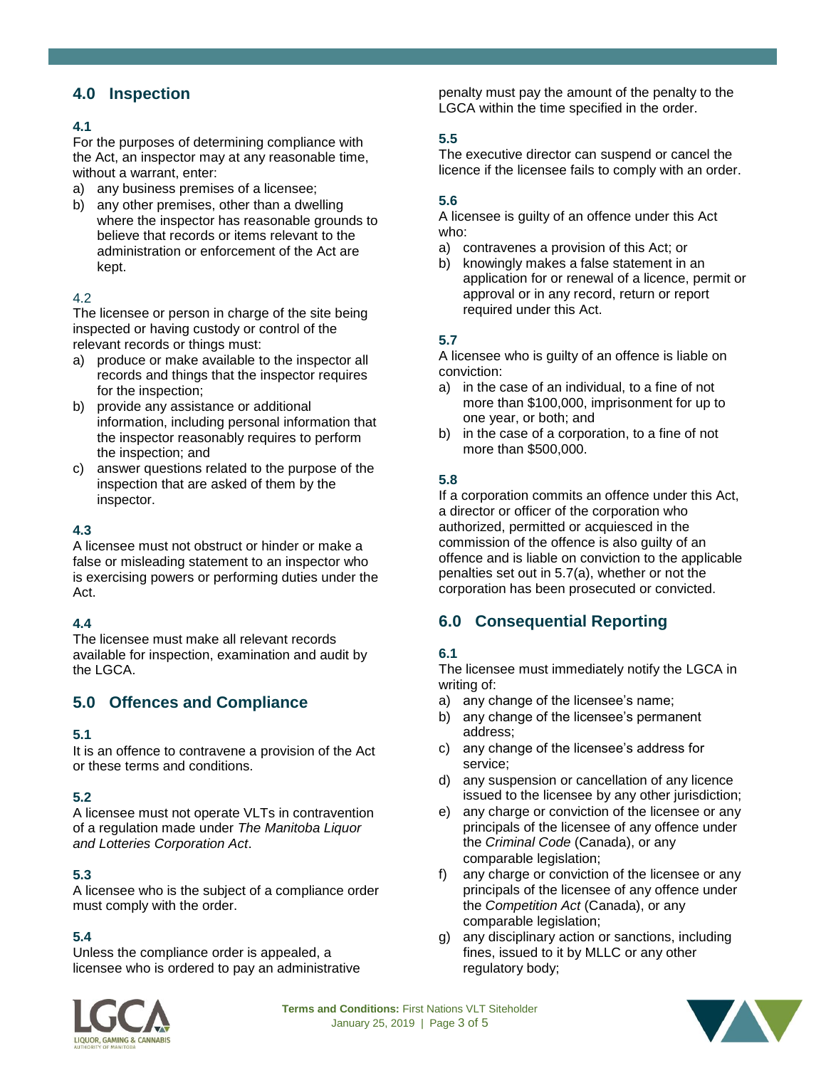## 4.0 Inspection

**4.1**

For the purposes of determining compliance with the Act, an inspector may at any reasonable time, without a warrant, enter:

a) any business premises of a licensee;
b) any other premises, other than a dwelling where the inspector has reasonable grounds to believe that records or items relevant to the administration or enforcement of the Act are kept.

4.2

The licensee or person in charge of the site being inspected or having custody or control of the relevant records or things must:

a) produce or make available to the inspector all records and things that the inspector requires for the inspection;
b) provide any assistance or additional information, including personal information that the inspector reasonably requires to perform the inspection; and
c) answer questions related to the purpose of the inspection that are asked of them by the inspector.

**4.3**

A licensee must not obstruct or hinder or make a false or misleading statement to an inspector who is exercising powers or performing duties under the Act.

**4.4**

The licensee must make all relevant records available for inspection, examination and audit by the LGCA.

## 5.0 Offences and Compliance

**5.1**

It is an offence to contravene a provision of the Act or these terms and conditions.

**5.2**

A licensee must not operate VLTs in contravention of a regulation made under *The Manitoba Liquor and Lotteries Corporation Act*.

**5.3**

A licensee who is the subject of a compliance order must comply with the order.

**5.4**

Unless the compliance order is appealed, a licensee who is ordered to pay an administrative penalty must pay the amount of the penalty to the LGCA within the time specified in the order.

**5.5**

The executive director can suspend or cancel the licence if the licensee fails to comply with an order.

**5.6**

A licensee is guilty of an offence under this Act who:

a) contravenes a provision of this Act; or
b) knowingly makes a false statement in an application for or renewal of a licence, permit or approval or in any record, return or report required under this Act.

**5.7**

A licensee who is guilty of an offence is liable on conviction:

a) in the case of an individual, to a fine of not more than $100,000, imprisonment for up to one year, or both; and
b) in the case of a corporation, to a fine of not more than $500,000.

**5.8**

If a corporation commits an offence under this Act, a director or officer of the corporation who authorized, permitted or acquiesced in the commission of the offence is also guilty of an offence and is liable on conviction to the applicable penalties set out in 5.7(a), whether or not the corporation has been prosecuted or convicted.

## 6.0 Consequential Reporting

**6.1**

The licensee must immediately notify the LGCA in writing of:

a) any change of the licensee's name;
b) any change of the licensee's permanent address;
c) any change of the licensee's address for service;
d) any suspension or cancellation of any licence issued to the licensee by any other jurisdiction;
e) any charge or conviction of the licensee or any principals of the licensee of any offence under the *Criminal Code* (Canada), or any comparable legislation;
f) any charge or conviction of the licensee or any principals of the licensee of any offence under the *Competition Act* (Canada), or any comparable legislation;
g) any disciplinary action or sanctions, including fines, issued to it by MLLC or any other regulatory body;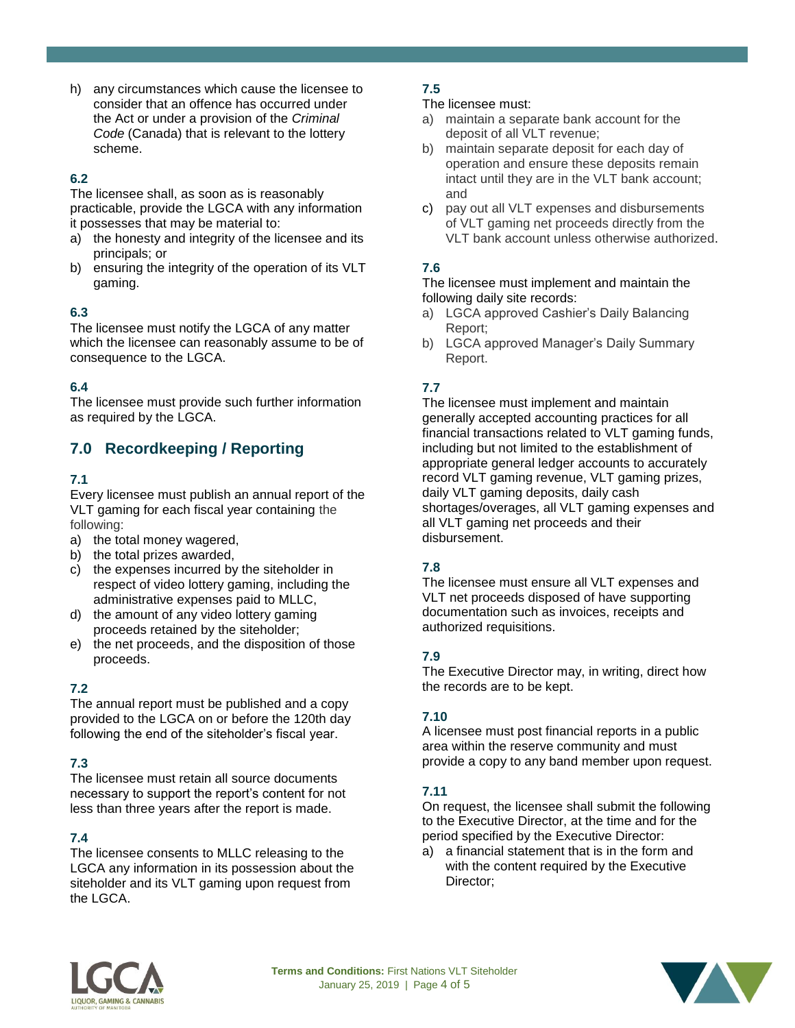h) any circumstances which cause the licensee to consider that an offence has occurred under the Act or under a provision of the *Criminal Code* (Canada) that is relevant to the lottery scheme.

### 6.2

The licensee shall, as soon as is reasonably practicable, provide the LGCA with any information it possesses that may be material to:

a) the honesty and integrity of the licensee and its principals; or
b) ensuring the integrity of the operation of its VLT gaming.

### 6.3

The licensee must notify the LGCA of any matter which the licensee can reasonably assume to be of consequence to the LGCA.

### 6.4

The licensee must provide such further information as required by the LGCA.

## 7.0 Recordkeeping / Reporting

### 7.1

Every licensee must publish an annual report of the VLT gaming for each fiscal year containing the following:

a) the total money wagered,
b) the total prizes awarded,
c) the expenses incurred by the siteholder in respect of video lottery gaming, including the administrative expenses paid to MLLC,
d) the amount of any video lottery gaming proceeds retained by the siteholder;
e) the net proceeds, and the disposition of those proceeds.

### 7.2

The annual report must be published and a copy provided to the LGCA on or before the 120th day following the end of the siteholder's fiscal year.

### 7.3

The licensee must retain all source documents necessary to support the report's content for not less than three years after the report is made.

### 7.4

The licensee consents to MLLC releasing to the LGCA any information in its possession about the siteholder and its VLT gaming upon request from the LGCA.

### 7.5

The licensee must:

a) maintain a separate bank account for the deposit of all VLT revenue;
b) maintain separate deposit for each day of operation and ensure these deposits remain intact until they are in the VLT bank account; and
c) pay out all VLT expenses and disbursements of VLT gaming net proceeds directly from the VLT bank account unless otherwise authorized.

### 7.6

The licensee must implement and maintain the following daily site records:

a) LGCA approved Cashier's Daily Balancing Report;
b) LGCA approved Manager's Daily Summary Report.

### 7.7

The licensee must implement and maintain generally accepted accounting practices for all financial transactions related to VLT gaming funds, including but not limited to the establishment of appropriate general ledger accounts to accurately record VLT gaming revenue, VLT gaming prizes, daily VLT gaming deposits, daily cash shortages/overages, all VLT gaming expenses and all VLT gaming net proceeds and their disbursement.

### 7.8

The licensee must ensure all VLT expenses and VLT net proceeds disposed of have supporting documentation such as invoices, receipts and authorized requisitions.

### 7.9

The Executive Director may, in writing, direct how the records are to be kept.

### 7.10

A licensee must post financial reports in a public area within the reserve community and must provide a copy to any band member upon request.

### 7.11

On request, the licensee shall submit the following to the Executive Director, at the time and for the period specified by the Executive Director:

a) a financial statement that is in the form and with the content required by the Executive Director;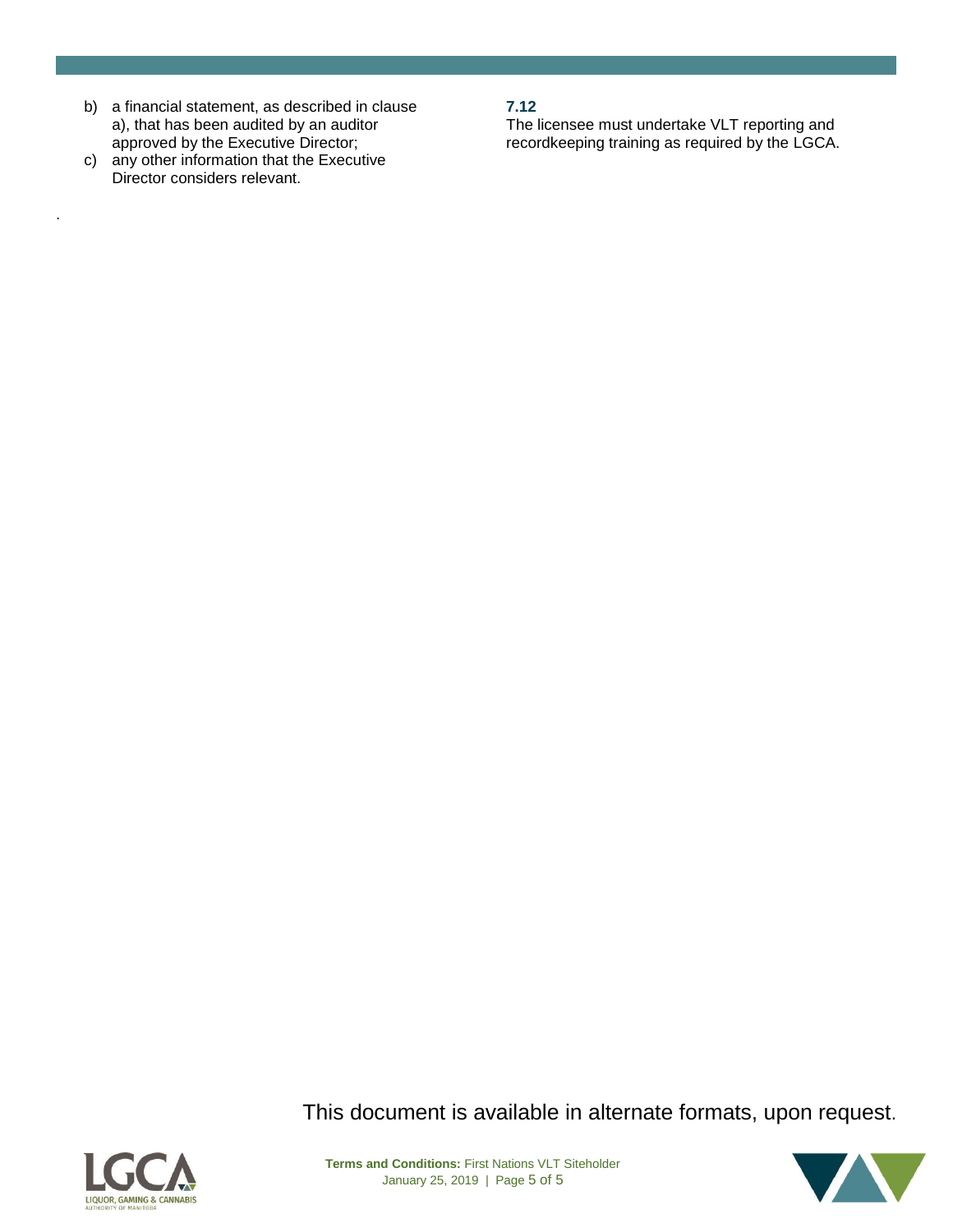b) a financial statement, as described in clause a), that has been audited by an auditor approved by the Executive Director;

c) any other information that the Executive Director considers relevant.

### 7.12

The licensee must undertake VLT reporting and recordkeeping training as required by the LGCA.

This document is available in alternate formats, upon request.